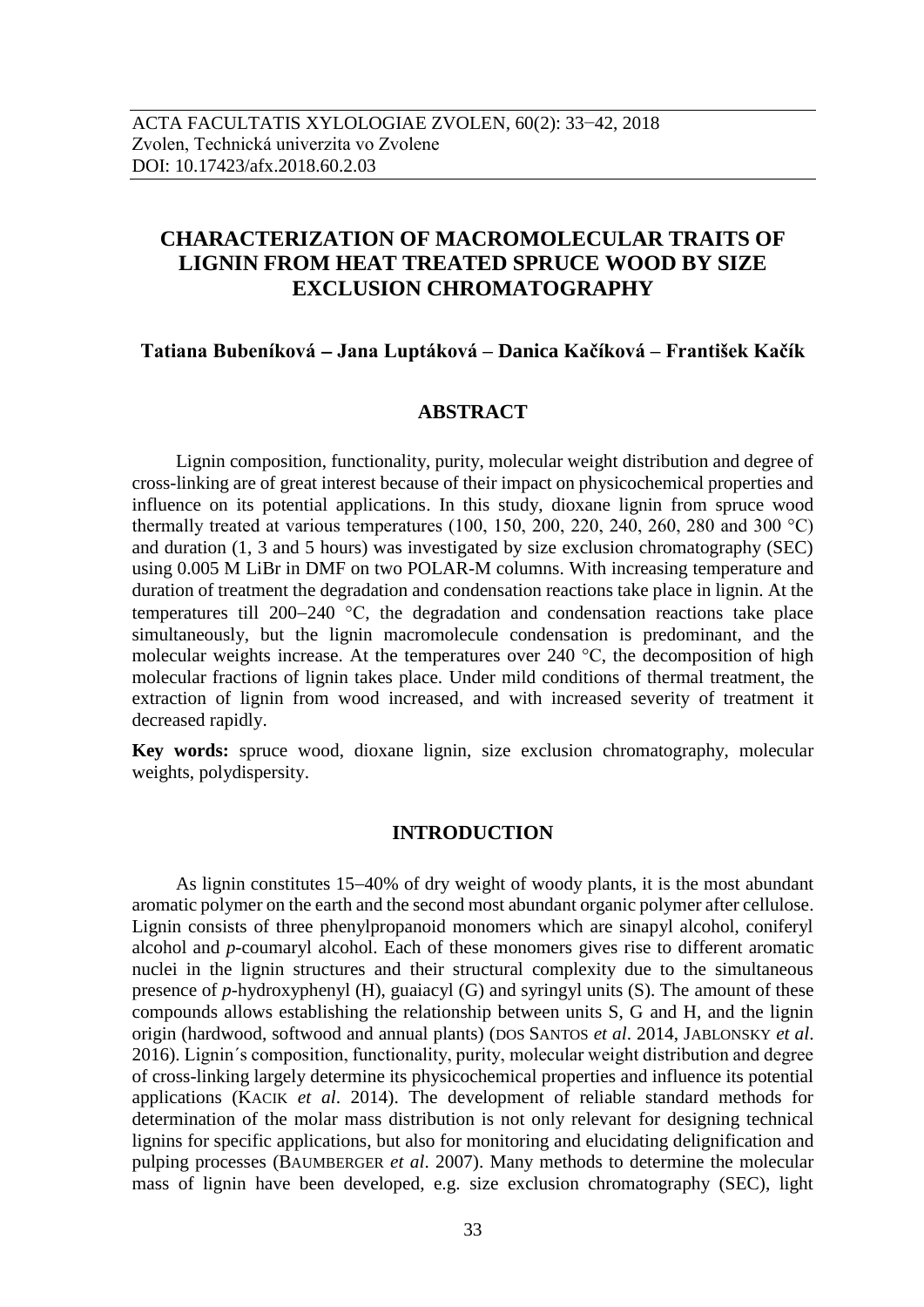ACTA FACULTATIS XYLOLOGIAE ZVOLEN, 60(2): 33−42, 2018
Zvolen, Technická univerzita vo Zvolene
DOI: 10.17423/afx.2018.60.2.03

# CHARACTERIZATION OF MACROMOLECULAR TRAITS OF LIGNIN FROM HEAT TREATED SPRUCE WOOD BY SIZE EXCLUSION CHROMATOGRAPHY

**Tatiana Bubeníková – Jana Luptáková – Danica Kačíková – František Kačík**

## ABSTRACT

Lignin composition, functionality, purity, molecular weight distribution and degree of cross-linking are of great interest because of their impact on physicochemical properties and influence on its potential applications. In this study, dioxane lignin from spruce wood thermally treated at various temperatures (100, 150, 200, 220, 240, 260, 280 and 300 °C) and duration (1, 3 and 5 hours) was investigated by size exclusion chromatography (SEC) using 0.005 M LiBr in DMF on two POLAR-M columns. With increasing temperature and duration of treatment the degradation and condensation reactions take place in lignin. At the temperatures till 200–240 °C, the degradation and condensation reactions take place simultaneously, but the lignin macromolecule condensation is predominant, and the molecular weights increase. At the temperatures over 240 °C, the decomposition of high molecular fractions of lignin takes place. Under mild conditions of thermal treatment, the extraction of lignin from wood increased, and with increased severity of treatment it decreased rapidly.

**Key words:** spruce wood, dioxane lignin, size exclusion chromatography, molecular weights, polydispersity.

## INTRODUCTION

As lignin constitutes 15–40% of dry weight of woody plants, it is the most abundant aromatic polymer on the earth and the second most abundant organic polymer after cellulose. Lignin consists of three phenylpropanoid monomers which are sinapyl alcohol, coniferyl alcohol and *p*-coumaryl alcohol. Each of these monomers gives rise to different aromatic nuclei in the lignin structures and their structural complexity due to the simultaneous presence of *p*-hydroxyphenyl (H), guaiacyl (G) and syringyl units (S). The amount of these compounds allows establishing the relationship between units S, G and H, and the lignin origin (hardwood, softwood and annual plants) (DOS SANTOS *et al*. 2014, JABLONSKY *et al*. 2016). Lignin´s composition, functionality, purity, molecular weight distribution and degree of cross-linking largely determine its physicochemical properties and influence its potential applications (KACIK *et al*. 2014). The development of reliable standard methods for determination of the molar mass distribution is not only relevant for designing technical lignins for specific applications, but also for monitoring and elucidating delignification and pulping processes (BAUMBERGER *et al*. 2007). Many methods to determine the molecular mass of lignin have been developed, e.g. size exclusion chromatography (SEC), light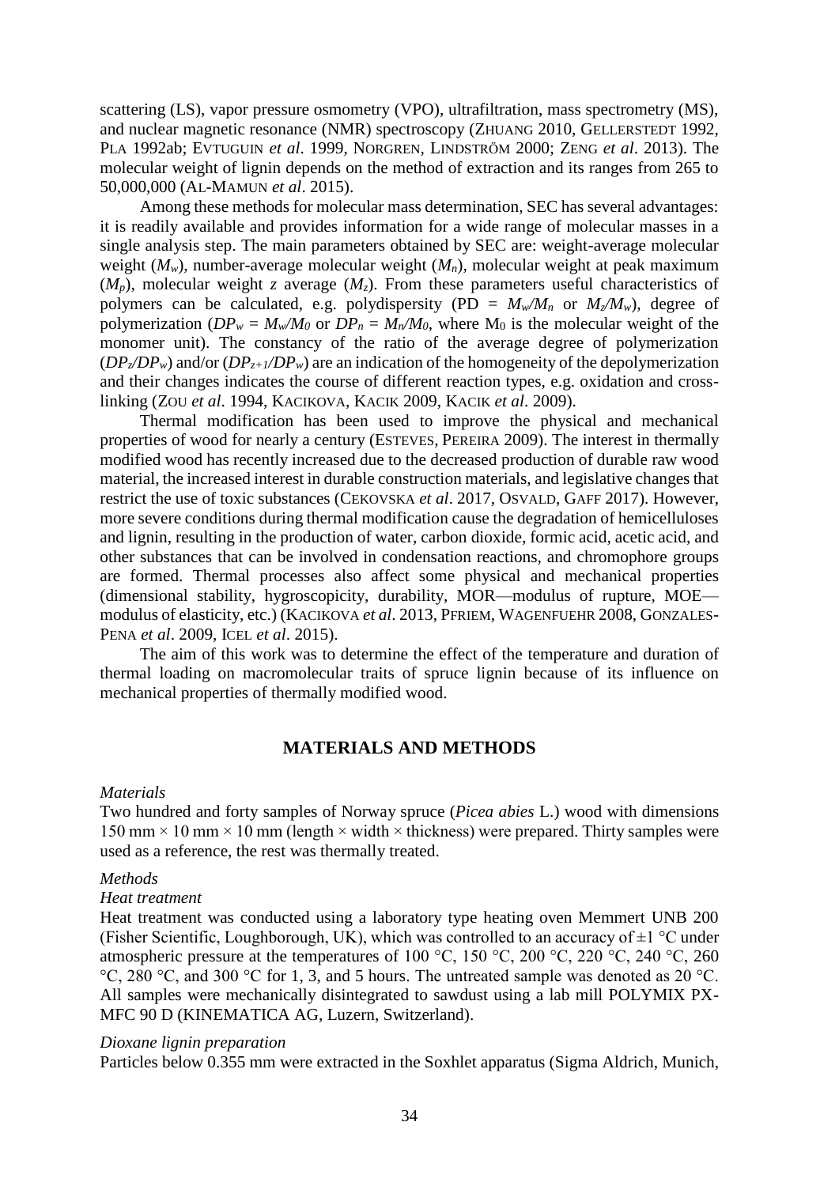scattering (LS), vapor pressure osmometry (VPO), ultrafiltration, mass spectrometry (MS), and nuclear magnetic resonance (NMR) spectroscopy (ZHUANG 2010, GELLERSTEDT 1992, PLA 1992ab; EVTUGUIN *et al*. 1999, NORGREN, LINDSTRÖM 2000; ZENG *et al*. 2013). The molecular weight of lignin depends on the method of extraction and its ranges from 265 to 50,000,000 (AL-MAMUN *et al*. 2015).

Among these methods for molecular mass determination, SEC has several advantages: it is readily available and provides information for a wide range of molecular masses in a single analysis step. The main parameters obtained by SEC are: weight-average molecular weight ($M_w$), number-average molecular weight ($M_n$), molecular weight at peak maximum ($M_p$), molecular weight *z* average ($M_z$). From these parameters useful characteristics of polymers can be calculated, e.g. polydispersity (PD = $M_w/M_n$ or $M_z/M_w$), degree of polymerization ($DP_w = M_w/M_0$ or $DP_n = M_n/M_0$, where $M_0$ is the molecular weight of the monomer unit). The constancy of the ratio of the average degree of polymerization ($DP_z/DP_w$) and/or ($DP_{z+1}/DP_w$) are an indication of the homogeneity of the depolymerization and their changes indicates the course of different reaction types, e.g. oxidation and cross-linking (ZOU *et al*. 1994, KACIKOVA, KACIK 2009, KACIK *et al*. 2009).

Thermal modification has been used to improve the physical and mechanical properties of wood for nearly a century (ESTEVES, PEREIRA 2009). The interest in thermally modified wood has recently increased due to the decreased production of durable raw wood material, the increased interest in durable construction materials, and legislative changes that restrict the use of toxic substances (CEKOVSKA *et al*. 2017, OSVALD, GAFF 2017). However, more severe conditions during thermal modification cause the degradation of hemicelluloses and lignin, resulting in the production of water, carbon dioxide, formic acid, acetic acid, and other substances that can be involved in condensation reactions, and chromophore groups are formed. Thermal processes also affect some physical and mechanical properties (dimensional stability, hygroscopicity, durability, MOR—modulus of rupture, MOE—modulus of elasticity, etc.) (KACIKOVA *et al*. 2013, PFRIEM, WAGENFUEHR 2008, GONZALES-PENA *et al*. 2009, ICEL *et al*. 2015).

The aim of this work was to determine the effect of the temperature and duration of thermal loading on macromolecular traits of spruce lignin because of its influence on mechanical properties of thermally modified wood.

## MATERIALS AND METHODS

*Materials*

Two hundred and forty samples of Norway spruce (*Picea abies* L.) wood with dimensions 150 mm × 10 mm × 10 mm (length × width × thickness) were prepared. Thirty samples were used as a reference, the rest was thermally treated.

*Methods*

*Heat treatment*

Heat treatment was conducted using a laboratory type heating oven Memmert UNB 200 (Fisher Scientific, Loughborough, UK), which was controlled to an accuracy of ±1 °C under atmospheric pressure at the temperatures of 100 °C, 150 °C, 200 °C, 220 °C, 240 °C, 260 °C, 280 °C, and 300 °C for 1, 3, and 5 hours. The untreated sample was denoted as 20 °C. All samples were mechanically disintegrated to sawdust using a lab mill POLYMIX PX-MFC 90 D (KINEMATICA AG, Luzern, Switzerland).

*Dioxane lignin preparation*

Particles below 0.355 mm were extracted in the Soxhlet apparatus (Sigma Aldrich, Munich,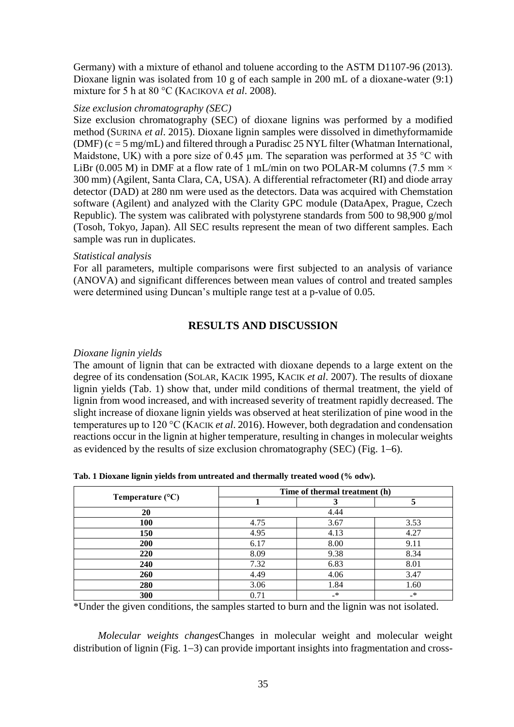Germany) with a mixture of ethanol and toluene according to the ASTM D1107-96 (2013). Dioxane lignin was isolated from 10 g of each sample in 200 mL of a dioxane-water (9:1) mixture for 5 h at 80 °C (KACIKOVA *et al*. 2008).

*Size exclusion chromatography (SEC)*

Size exclusion chromatography (SEC) of dioxane lignins was performed by a modified method (SURINA *et al*. 2015). Dioxane lignin samples were dissolved in dimethyformamide (DMF) (c = 5 mg/mL) and filtered through a Puradisc 25 NYL filter (Whatman International, Maidstone, UK) with a pore size of 0.45 μm. The separation was performed at 35 °C with LiBr (0.005 M) in DMF at a flow rate of 1 mL/min on two POLAR-M columns (7.5 mm × 300 mm) (Agilent, Santa Clara, CA, USA). A differential refractometer (RI) and diode array detector (DAD) at 280 nm were used as the detectors. Data was acquired with Chemstation software (Agilent) and analyzed with the Clarity GPC module (DataApex, Prague, Czech Republic). The system was calibrated with polystyrene standards from 500 to 98,900 g/mol (Tosoh, Tokyo, Japan). All SEC results represent the mean of two different samples. Each sample was run in duplicates.

*Statistical analysis*

For all parameters, multiple comparisons were first subjected to an analysis of variance (ANOVA) and significant differences between mean values of control and treated samples were determined using Duncan's multiple range test at a p-value of 0.05.

## RESULTS AND DISCUSSION

*Dioxane lignin yields*

The amount of lignin that can be extracted with dioxane depends to a large extent on the degree of its condensation (SOLAR, KACIK 1995, KACIK *et al*. 2007). The results of dioxane lignin yields (Tab. 1) show that, under mild conditions of thermal treatment, the yield of lignin from wood increased, and with increased severity of treatment rapidly decreased. The slight increase of dioxane lignin yields was observed at heat sterilization of pine wood in the temperatures up to 120 °C (KACIK *et al*. 2016). However, both degradation and condensation reactions occur in the lignin at higher temperature, resulting in changes in molecular weights as evidenced by the results of size exclusion chromatography (SEC) (Fig. 1–6).

**Tab. 1 Dioxane lignin yields from untreated and thermally treated wood (% odw).**

| Temperature (°C) | Time of thermal treatment (h) | | |
|---|---|---|---|
| | 1 | 3 | 5 |
| **20** | 4.44 | | |
| **100** | 4.75 | 3.67 | 3.53 |
| **150** | 4.95 | 4.13 | 4.27 |
| **200** | 6.17 | 8.00 | 9.11 |
| **220** | 8.09 | 9.38 | 8.34 |
| **240** | 7.32 | 6.83 | 8.01 |
| **260** | 4.49 | 4.06 | 3.47 |
| **280** | 3.06 | 1.84 | 1.60 |
| **300** | 0.71 | -* | -* |

*Under the given conditions, the samples started to burn and the lignin was not isolated.

*Molecular weights changes*Changes in molecular weight and molecular weight distribution of lignin (Fig. 1–3) can provide important insights into fragmentation and cross-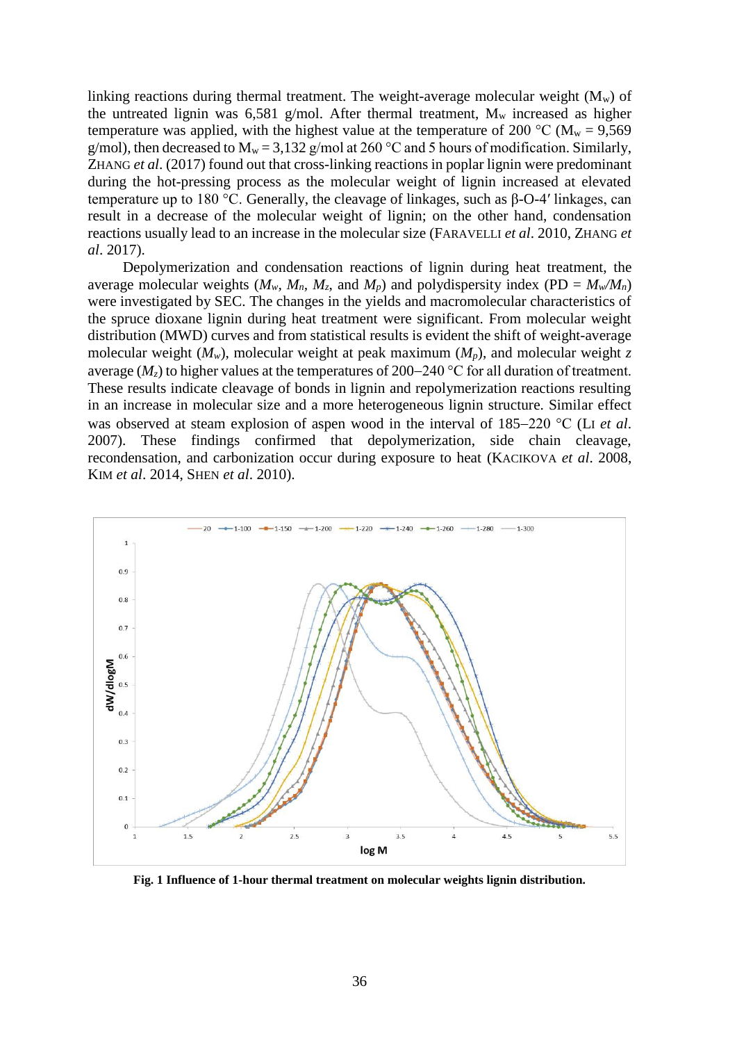linking reactions during thermal treatment. The weight-average molecular weight ($M_w$) of the untreated lignin was 6,581 g/mol. After thermal treatment, $M_w$ increased as higher temperature was applied, with the highest value at the temperature of 200 °C ($M_w$ = 9,569 g/mol), then decreased to $M_w$ = 3,132 g/mol at 260 °C and 5 hours of modification. Similarly, ZHANG *et al*. (2017) found out that cross-linking reactions in poplar lignin were predominant during the hot-pressing process as the molecular weight of lignin increased at elevated temperature up to 180 °C. Generally, the cleavage of linkages, such as β-O-4′ linkages, can result in a decrease of the molecular weight of lignin; on the other hand, condensation reactions usually lead to an increase in the molecular size (FARAVELLI *et al*. 2010, ZHANG *et al*. 2017).

Depolymerization and condensation reactions of lignin during heat treatment, the average molecular weights ($M_w$, $M_n$, $M_z$, and $M_p$) and polydispersity index (PD = $M_w/M_n$) were investigated by SEC. The changes in the yields and macromolecular characteristics of the spruce dioxane lignin during heat treatment were significant. From molecular weight distribution (MWD) curves and from statistical results is evident the shift of weight-average molecular weight ($M_w$), molecular weight at peak maximum ($M_p$), and molecular weight *z* average ($M_z$) to higher values at the temperatures of 200–240 °C for all duration of treatment. These results indicate cleavage of bonds in lignin and repolymerization reactions resulting in an increase in molecular size and a more heterogeneous lignin structure. Similar effect was observed at steam explosion of aspen wood in the interval of 185–220 °C (LI *et al*. 2007). These findings confirmed that depolymerization, side chain cleavage, recondensation, and carbonization occur during exposure to heat (KACIKOVA *et al*. 2008, KIM *et al*. 2014, SHEN *et al*. 2010).

**Fig. 1 Influence of 1-hour thermal treatment on molecular weights lignin distribution.**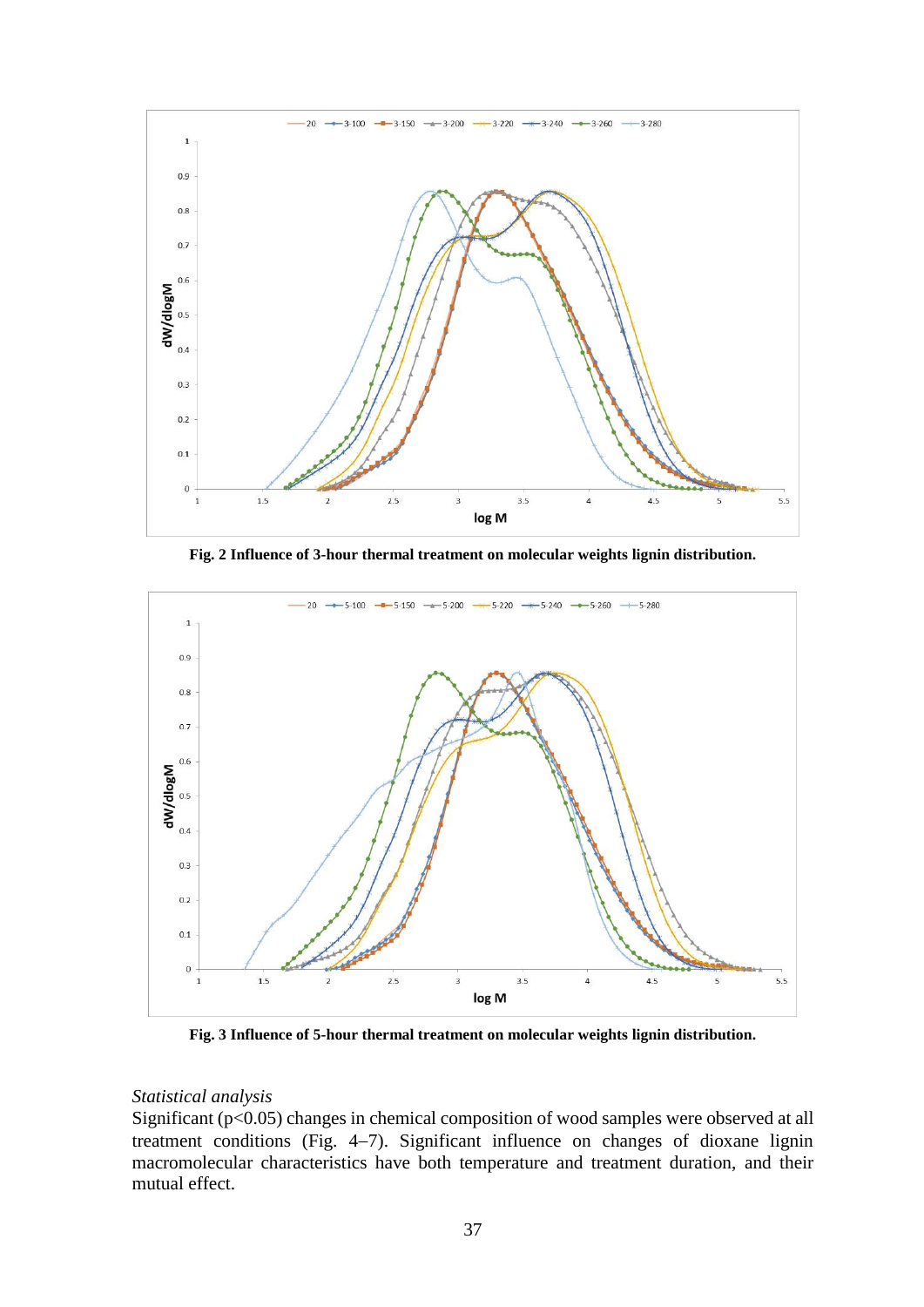**Fig. 2 Influence of 3-hour thermal treatment on molecular weights lignin distribution.**

**Fig. 3 Influence of 5-hour thermal treatment on molecular weights lignin distribution.**

*Statistical analysis*

Significant ($p<0.05$) changes in chemical composition of wood samples were observed at all treatment conditions (Fig. 4–7). Significant influence on changes of dioxane lignin macromolecular characteristics have both temperature and treatment duration, and their mutual effect.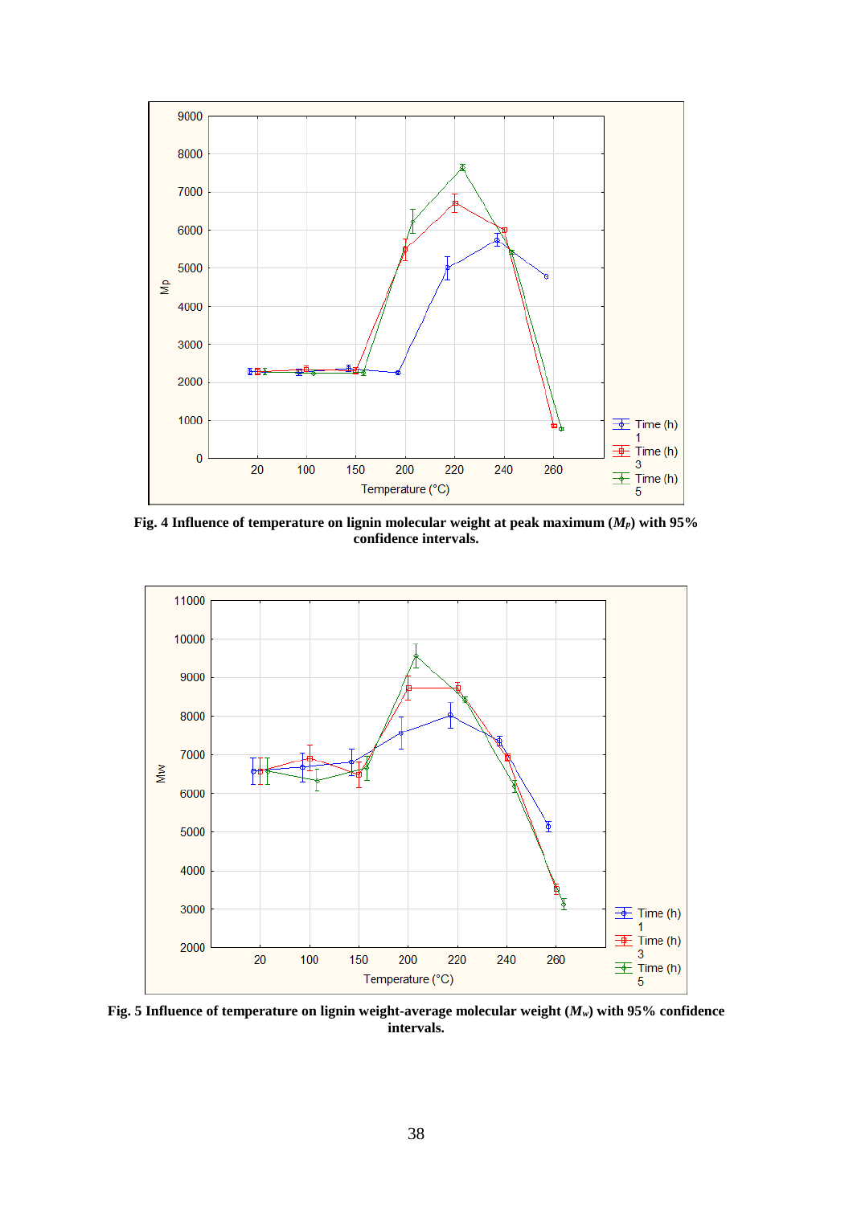**Fig. 4 Influence of temperature on lignin molecular weight at peak maximum ($M_P$) with 95% confidence intervals.**

**Fig. 5 Influence of temperature on lignin weight-average molecular weight ($M_w$) with 95% confidence intervals.**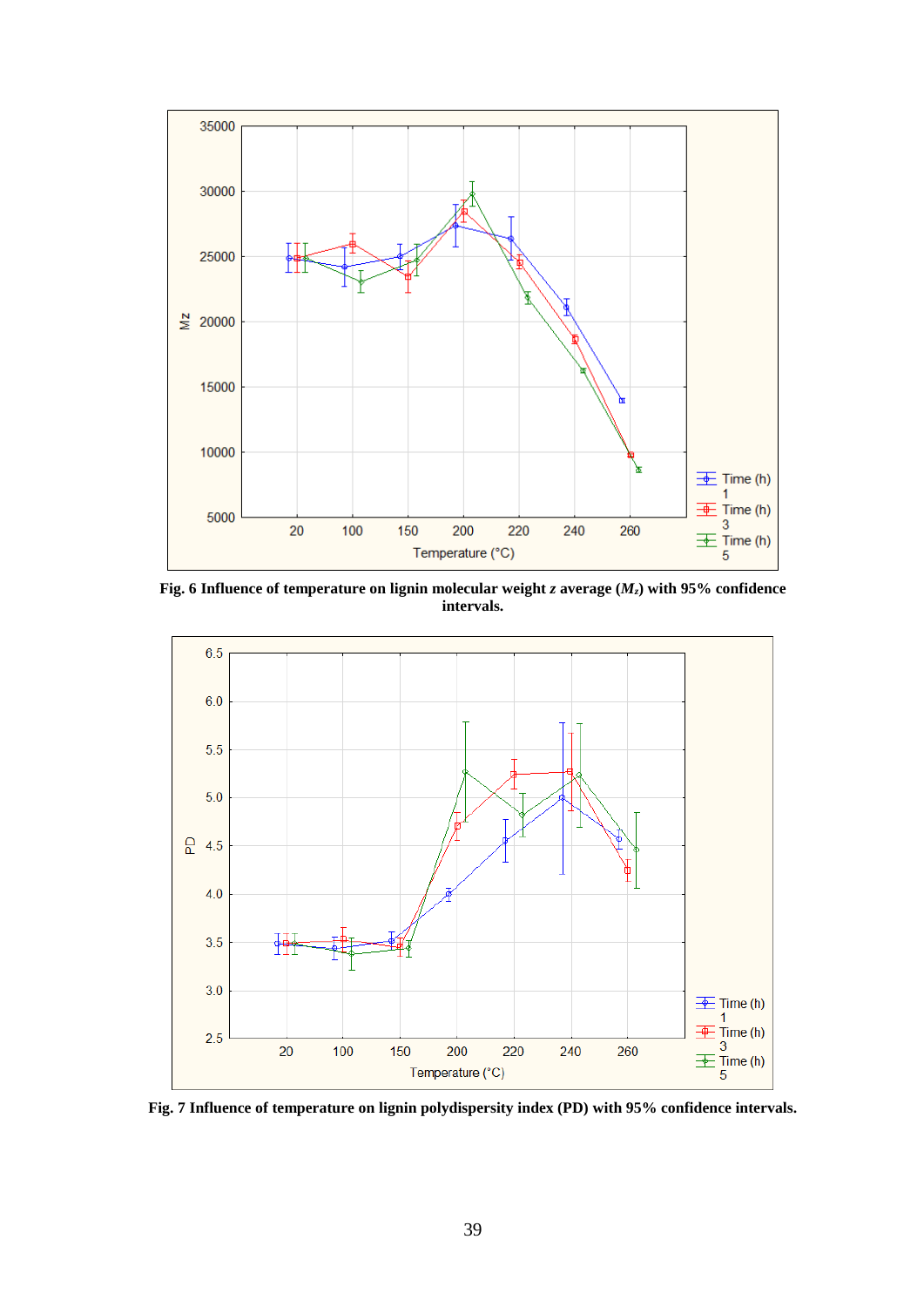Fig. 6 Influence of temperature on lignin molecular weight *z* average ($M_z$) with 95% confidence intervals.

Fig. 7 Influence of temperature on lignin polydispersity index (PD) with 95% confidence intervals.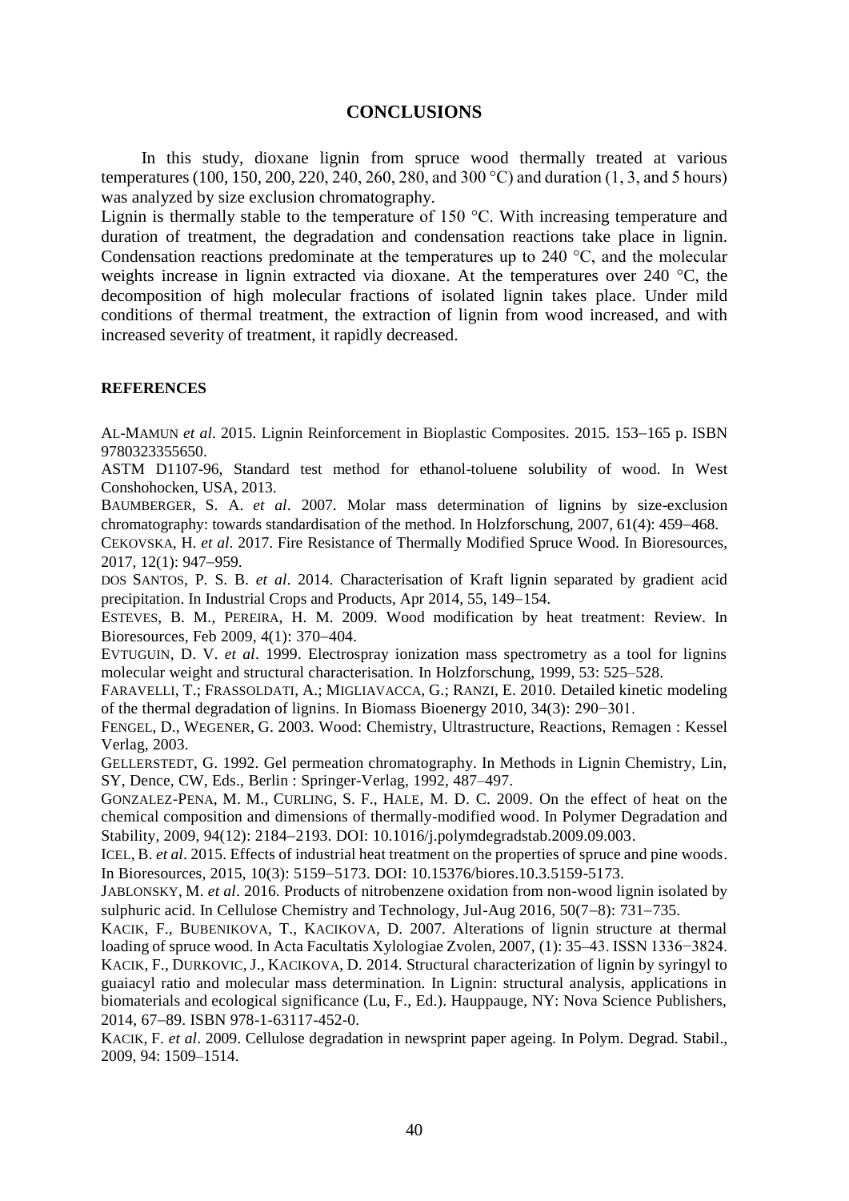## CONCLUSIONS

In this study, dioxane lignin from spruce wood thermally treated at various temperatures (100, 150, 200, 220, 240, 260, 280, and 300 °C) and duration (1, 3, and 5 hours) was analyzed by size exclusion chromatography.

Lignin is thermally stable to the temperature of 150 °C. With increasing temperature and duration of treatment, the degradation and condensation reactions take place in lignin. Condensation reactions predominate at the temperatures up to 240 °C, and the molecular weights increase in lignin extracted via dioxane. At the temperatures over 240 °C, the decomposition of high molecular fractions of isolated lignin takes place. Under mild conditions of thermal treatment, the extraction of lignin from wood increased, and with increased severity of treatment, it rapidly decreased.

### REFERENCES

AL-MAMUN *et al*. 2015. Lignin Reinforcement in Bioplastic Composites. 2015. 153–165 p. ISBN 9780323355650.

ASTM D1107-96, Standard test method for ethanol-toluene solubility of wood. In West Conshohocken, USA, 2013.

BAUMBERGER, S. A. *et al*. 2007. Molar mass determination of lignins by size-exclusion chromatography: towards standardisation of the method. In Holzforschung, 2007, 61(4): 459–468.

CEKOVSKA, H. *et al*. 2017. Fire Resistance of Thermally Modified Spruce Wood. In Bioresources, 2017, 12(1): 947–959.

DOS SANTOS, P. S. B. *et al*. 2014. Characterisation of Kraft lignin separated by gradient acid precipitation. In Industrial Crops and Products, Apr 2014, 55, 149–154.

ESTEVES, B. M., PEREIRA, H. M. 2009. Wood modification by heat treatment: Review. In Bioresources, Feb 2009, 4(1): 370–404.

EVTUGUIN, D. V. *et al*. 1999. Electrospray ionization mass spectrometry as a tool for lignins molecular weight and structural characterisation. In Holzforschung, 1999, 53: 525–528.

FARAVELLI, T.; FRASSOLDATI, A.; MIGLIAVACCA, G.; RANZI, E. 2010. Detailed kinetic modeling of the thermal degradation of lignins. In Biomass Bioenergy 2010, 34(3): 290−301.

FENGEL, D., WEGENER, G. 2003. Wood: Chemistry, Ultrastructure, Reactions, Remagen : Kessel Verlag, 2003.

GELLERSTEDT, G. 1992. Gel permeation chromatography. In Methods in Lignin Chemistry, Lin, SY, Dence, CW, Eds., Berlin : Springer-Verlag, 1992, 487–497.

GONZALEZ-PENA, M. M., CURLING, S. F., HALE, M. D. C. 2009. On the effect of heat on the chemical composition and dimensions of thermally-modified wood. In Polymer Degradation and Stability, 2009, 94(12): 2184–2193. DOI: 10.1016/j.polymdegradstab.2009.09.003.

ICEL, B. *et al*. 2015. Effects of industrial heat treatment on the properties of spruce and pine woods. In Bioresources, 2015, 10(3): 5159–5173. DOI: 10.15376/biores.10.3.5159-5173.

JABLONSKY, M. *et al*. 2016. Products of nitrobenzene oxidation from non-wood lignin isolated by sulphuric acid. In Cellulose Chemistry and Technology, Jul-Aug 2016, 50(7–8): 731–735.

KACIK, F., BUBENIKOVA, T., KACIKOVA, D. 2007. Alterations of lignin structure at thermal loading of spruce wood. In Acta Facultatis Xylologiae Zvolen, 2007, (1): 35–43. ISSN 1336−3824.

KACIK, F., DURKOVIC, J., KACIKOVA, D. 2014. Structural characterization of lignin by syringyl to guaiacyl ratio and molecular mass determination. In Lignin: structural analysis, applications in biomaterials and ecological significance (Lu, F., Ed.). Hauppauge, NY: Nova Science Publishers, 2014, 67–89. ISBN 978-1-63117-452-0.

KACIK, F. *et al*. 2009. Cellulose degradation in newsprint paper ageing. In Polym. Degrad. Stabil., 2009, 94: 1509–1514.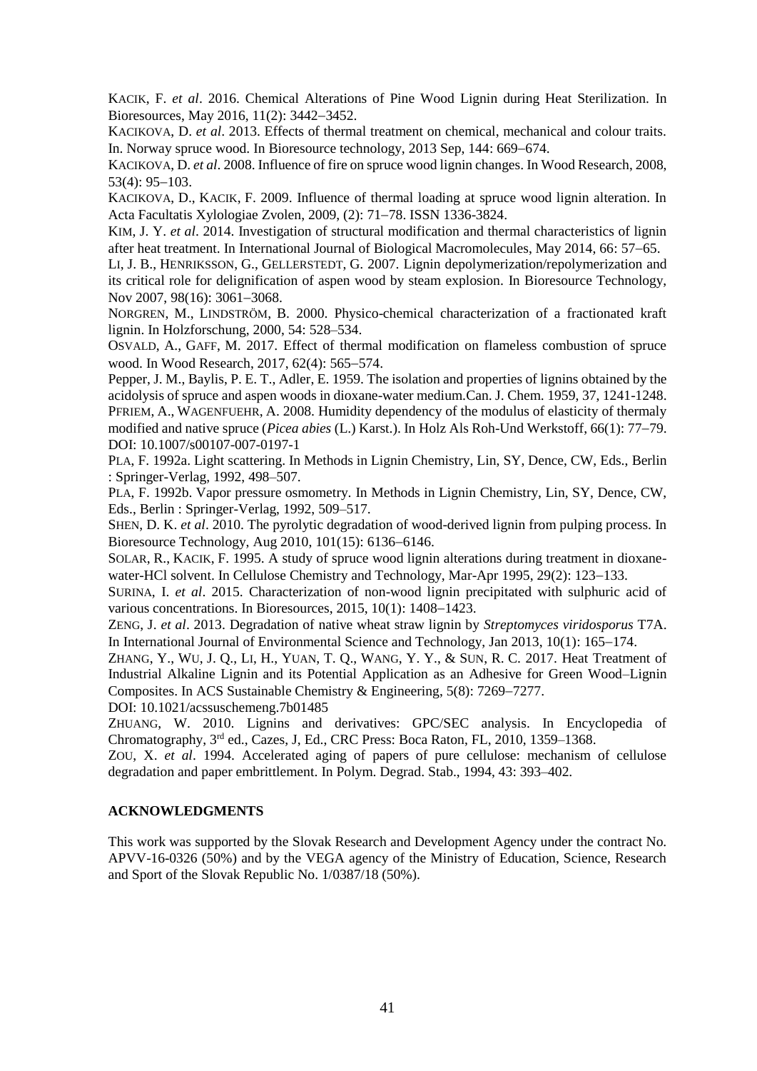KACIK, F. *et al*. 2016. Chemical Alterations of Pine Wood Lignin during Heat Sterilization. In Bioresources, May 2016, 11(2): 3442−3452.

KACIKOVA, D. *et al*. 2013. Effects of thermal treatment on chemical, mechanical and colour traits. In. Norway spruce wood. In Bioresource technology, 2013 Sep, 144: 669−674.

KACIKOVA, D. *et al*. 2008. Influence of fire on spruce wood lignin changes. In Wood Research, 2008, 53(4): 95−103.

KACIKOVA, D., KACIK, F. 2009. Influence of thermal loading at spruce wood lignin alteration. In Acta Facultatis Xylologiae Zvolen, 2009, (2): 71−78. ISSN 1336-3824.

KIM, J. Y. *et al*. 2014. Investigation of structural modification and thermal characteristics of lignin after heat treatment. In International Journal of Biological Macromolecules, May 2014, 66: 57−65.

LI, J. B., HENRIKSSON, G., GELLERSTEDT, G. 2007. Lignin depolymerization/repolymerization and its critical role for delignification of aspen wood by steam explosion. In Bioresource Technology, Nov 2007, 98(16): 3061−3068.

NORGREN, M., LINDSTRÖM, B. 2000. Physico-chemical characterization of a fractionated kraft lignin. In Holzforschung, 2000, 54: 528–534.

OSVALD, A., GAFF, M. 2017. Effect of thermal modification on flameless combustion of spruce wood. In Wood Research, 2017, 62(4): 565−574.

Pepper, J. M., Baylis, P. E. T., Adler, E. 1959. The isolation and properties of lignins obtained by the acidolysis of spruce and aspen woods in dioxane-water medium.Can. J. Chem. 1959, 37, 1241-1248.

PFRIEM, A., WAGENFUEHR, A. 2008. Humidity dependency of the modulus of elasticity of thermaly modified and native spruce (*Picea abies* (L.) Karst.). In Holz Als Roh-Und Werkstoff, 66(1): 77−79. DOI: 10.1007/s00107-007-0197-1

PLA, F. 1992a. Light scattering. In Methods in Lignin Chemistry, Lin, SY, Dence, CW, Eds., Berlin : Springer-Verlag, 1992, 498–507.

PLA, F. 1992b. Vapor pressure osmometry. In Methods in Lignin Chemistry, Lin, SY, Dence, CW, Eds., Berlin : Springer-Verlag, 1992, 509–517.

SHEN, D. K. *et al*. 2010. The pyrolytic degradation of wood-derived lignin from pulping process. In Bioresource Technology, Aug 2010, 101(15): 6136−6146.

SOLAR, R., KACIK, F. 1995. A study of spruce wood lignin alterations during treatment in dioxane-water-HCl solvent. In Cellulose Chemistry and Technology, Mar-Apr 1995, 29(2): 123−133.

SURINA, I. *et al*. 2015. Characterization of non-wood lignin precipitated with sulphuric acid of various concentrations. In Bioresources, 2015, 10(1): 1408−1423.

ZENG, J. *et al*. 2013. Degradation of native wheat straw lignin by *Streptomyces viridosporus* T7A. In International Journal of Environmental Science and Technology, Jan 2013, 10(1): 165−174.

ZHANG, Y., WU, J. Q., LI, H., YUAN, T. Q., WANG, Y. Y., & SUN, R. C. 2017. Heat Treatment of Industrial Alkaline Lignin and its Potential Application as an Adhesive for Green Wood–Lignin Composites. In ACS Sustainable Chemistry & Engineering, 5(8): 7269−7277.
DOI: 10.1021/acssuschemeng.7b01485

ZHUANG, W. 2010. Lignins and derivatives: GPC/SEC analysis. In Encyclopedia of Chromatography, 3rd ed., Cazes, J, Ed., CRC Press: Boca Raton, FL, 2010, 1359–1368.

ZOU, X. *et al*. 1994. Accelerated aging of papers of pure cellulose: mechanism of cellulose degradation and paper embrittlement. In Polym. Degrad. Stab., 1994, 43: 393–402.

## ACKNOWLEDGMENTS

This work was supported by the Slovak Research and Development Agency under the contract No. APVV-16-0326 (50%) and by the VEGA agency of the Ministry of Education, Science, Research and Sport of the Slovak Republic No. 1/0387/18 (50%).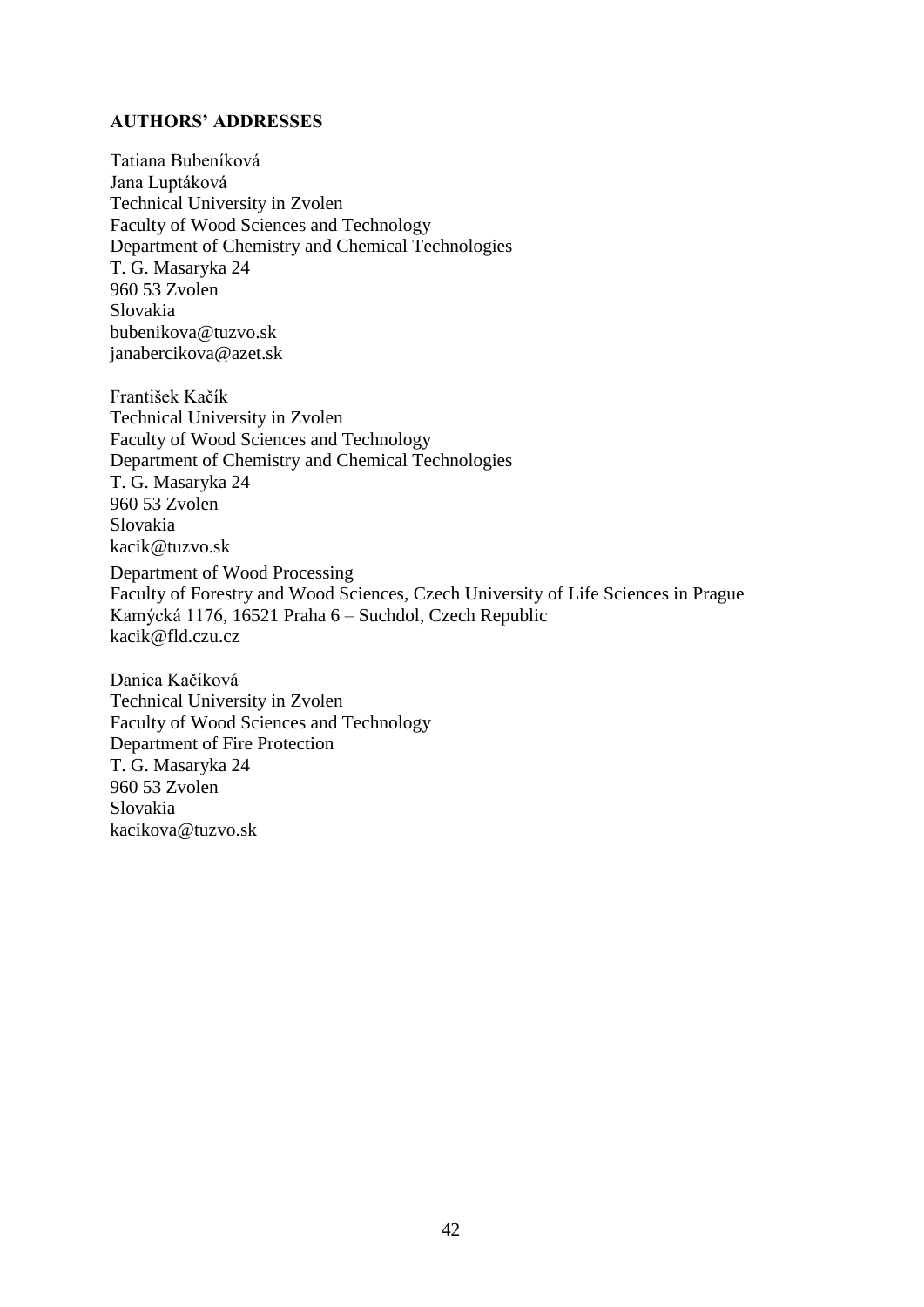**AUTHORS' ADDRESSES**

Tatiana Bubeníková
Jana Luptáková
Technical University in Zvolen
Faculty of Wood Sciences and Technology
Department of Chemistry and Chemical Technologies
T. G. Masaryka 24
960 53 Zvolen
Slovakia
bubenikova@tuzvo.sk
janabercikova@azet.sk

František Kačík
Technical University in Zvolen
Faculty of Wood Sciences and Technology
Department of Chemistry and Chemical Technologies
T. G. Masaryka 24
960 53 Zvolen
Slovakia
kacik@tuzvo.sk

Department of Wood Processing
Faculty of Forestry and Wood Sciences, Czech University of Life Sciences in Prague
Kamýcká 1176, 16521 Praha 6 – Suchdol, Czech Republic
kacik@fld.czu.cz

Danica Kačíková
Technical University in Zvolen
Faculty of Wood Sciences and Technology
Department of Fire Protection
T. G. Masaryka 24
960 53 Zvolen
Slovakia
kacikova@tuzvo.sk